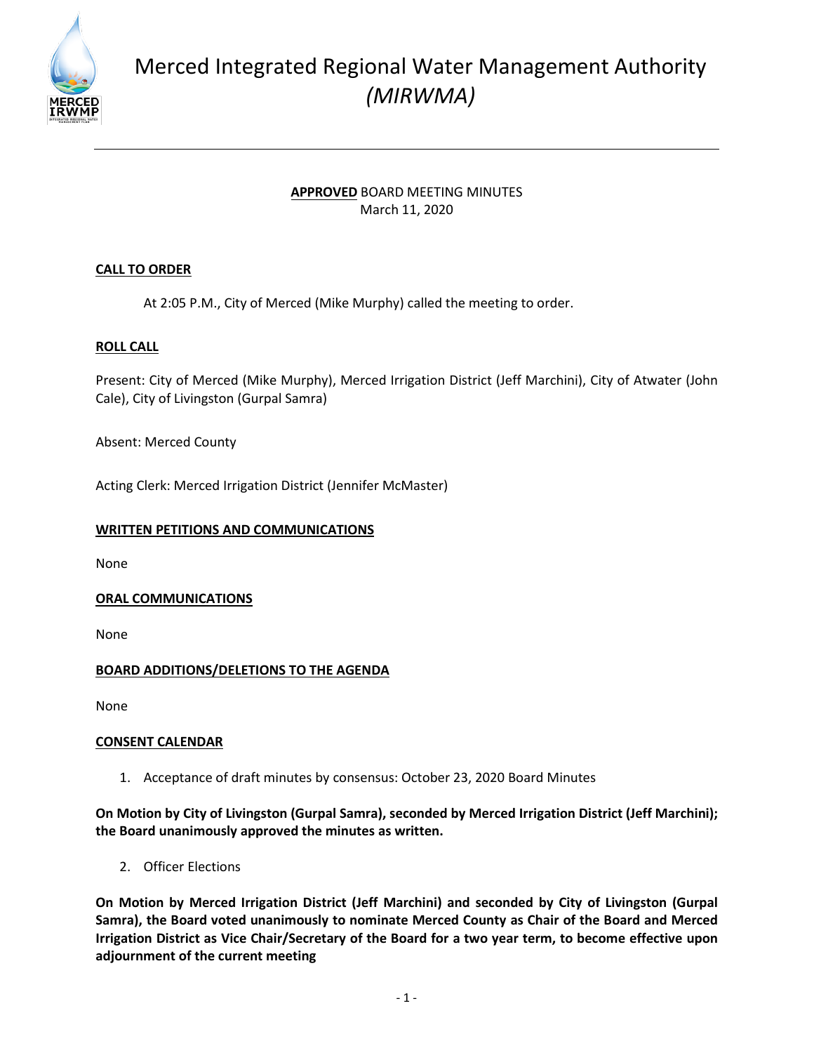# Merced Integrated Regional Water Management Authority *(MIRWMA)*

**APPROVED** BOARD MEETING MINUTES
March 11, 2020

## CALL TO ORDER

At 2:05 P.M., City of Merced (Mike Murphy) called the meeting to order.

## ROLL CALL

Present: City of Merced (Mike Murphy), Merced Irrigation District (Jeff Marchini), City of Atwater (John Cale), City of Livingston (Gurpal Samra)

Absent: Merced County

Acting Clerk: Merced Irrigation District (Jennifer McMaster)

## WRITTEN PETITIONS AND COMMUNICATIONS

None

## ORAL COMMUNICATIONS

None

## BOARD ADDITIONS/DELETIONS TO THE AGENDA

None

## CONSENT CALENDAR

1. Acceptance of draft minutes by consensus: October 23, 2020 Board Minutes

**On Motion by City of Livingston (Gurpal Samra), seconded by Merced Irrigation District (Jeff Marchini); the Board unanimously approved the minutes as written.**

2. Officer Elections

**On Motion by Merced Irrigation District (Jeff Marchini) and seconded by City of Livingston (Gurpal Samra), the Board voted unanimously to nominate Merced County as Chair of the Board and Merced Irrigation District as Vice Chair/Secretary of the Board for a two year term, to become effective upon adjournment of the current meeting**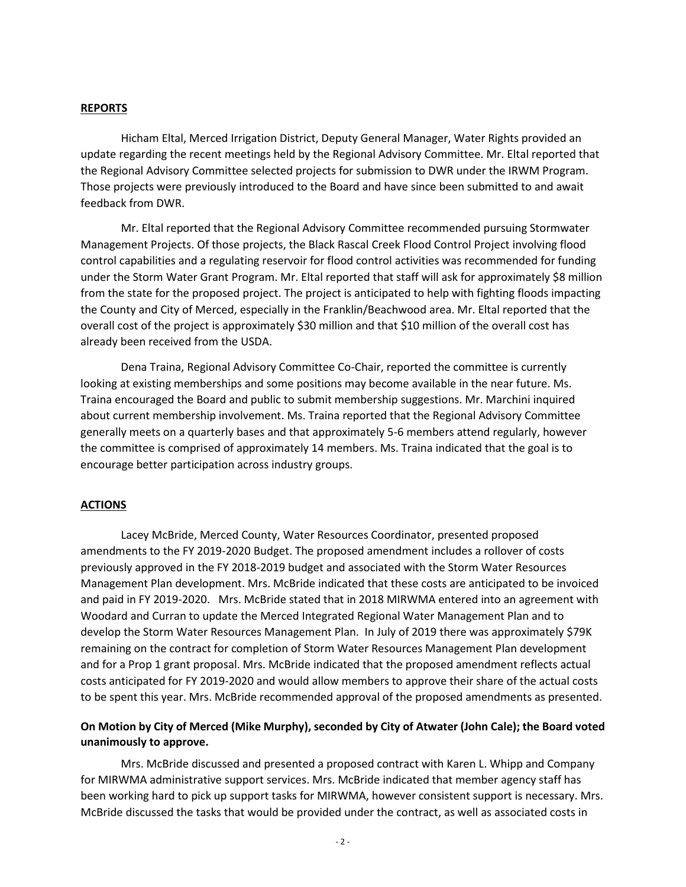## REPORTS

Hicham Eltal, Merced Irrigation District, Deputy General Manager, Water Rights provided an update regarding the recent meetings held by the Regional Advisory Committee. Mr. Eltal reported that the Regional Advisory Committee selected projects for submission to DWR under the IRWM Program. Those projects were previously introduced to the Board and have since been submitted to and await feedback from DWR.

Mr. Eltal reported that the Regional Advisory Committee recommended pursuing Stormwater Management Projects. Of those projects, the Black Rascal Creek Flood Control Project involving flood control capabilities and a regulating reservoir for flood control activities was recommended for funding under the Storm Water Grant Program. Mr. Eltal reported that staff will ask for approximately $8 million from the state for the proposed project. The project is anticipated to help with fighting floods impacting the County and City of Merced, especially in the Franklin/Beachwood area. Mr. Eltal reported that the overall cost of the project is approximately $30 million and that $10 million of the overall cost has already been received from the USDA.

Dena Traina, Regional Advisory Committee Co-Chair, reported the committee is currently looking at existing memberships and some positions may become available in the near future. Ms. Traina encouraged the Board and public to submit membership suggestions. Mr. Marchini inquired about current membership involvement. Ms. Traina reported that the Regional Advisory Committee generally meets on a quarterly bases and that approximately 5-6 members attend regularly, however the committee is comprised of approximately 14 members. Ms. Traina indicated that the goal is to encourage better participation across industry groups.

## ACTIONS

Lacey McBride, Merced County, Water Resources Coordinator, presented proposed amendments to the FY 2019-2020 Budget. The proposed amendment includes a rollover of costs previously approved in the FY 2018-2019 budget and associated with the Storm Water Resources Management Plan development. Mrs. McBride indicated that these costs are anticipated to be invoiced and paid in FY 2019-2020. Mrs. McBride stated that in 2018 MIRWMA entered into an agreement with Woodard and Curran to update the Merced Integrated Regional Water Management Plan and to develop the Storm Water Resources Management Plan. In July of 2019 there was approximately $79K remaining on the contract for completion of Storm Water Resources Management Plan development and for a Prop 1 grant proposal. Mrs. McBride indicated that the proposed amendment reflects actual costs anticipated for FY 2019-2020 and would allow members to approve their share of the actual costs to be spent this year. Mrs. McBride recommended approval of the proposed amendments as presented.

**On Motion by City of Merced (Mike Murphy), seconded by City of Atwater (John Cale); the Board voted unanimously to approve.**

Mrs. McBride discussed and presented a proposed contract with Karen L. Whipp and Company for MIRWMA administrative support services. Mrs. McBride indicated that member agency staff has been working hard to pick up support tasks for MIRWMA, however consistent support is necessary. Mrs. McBride discussed the tasks that would be provided under the contract, as well as associated costs in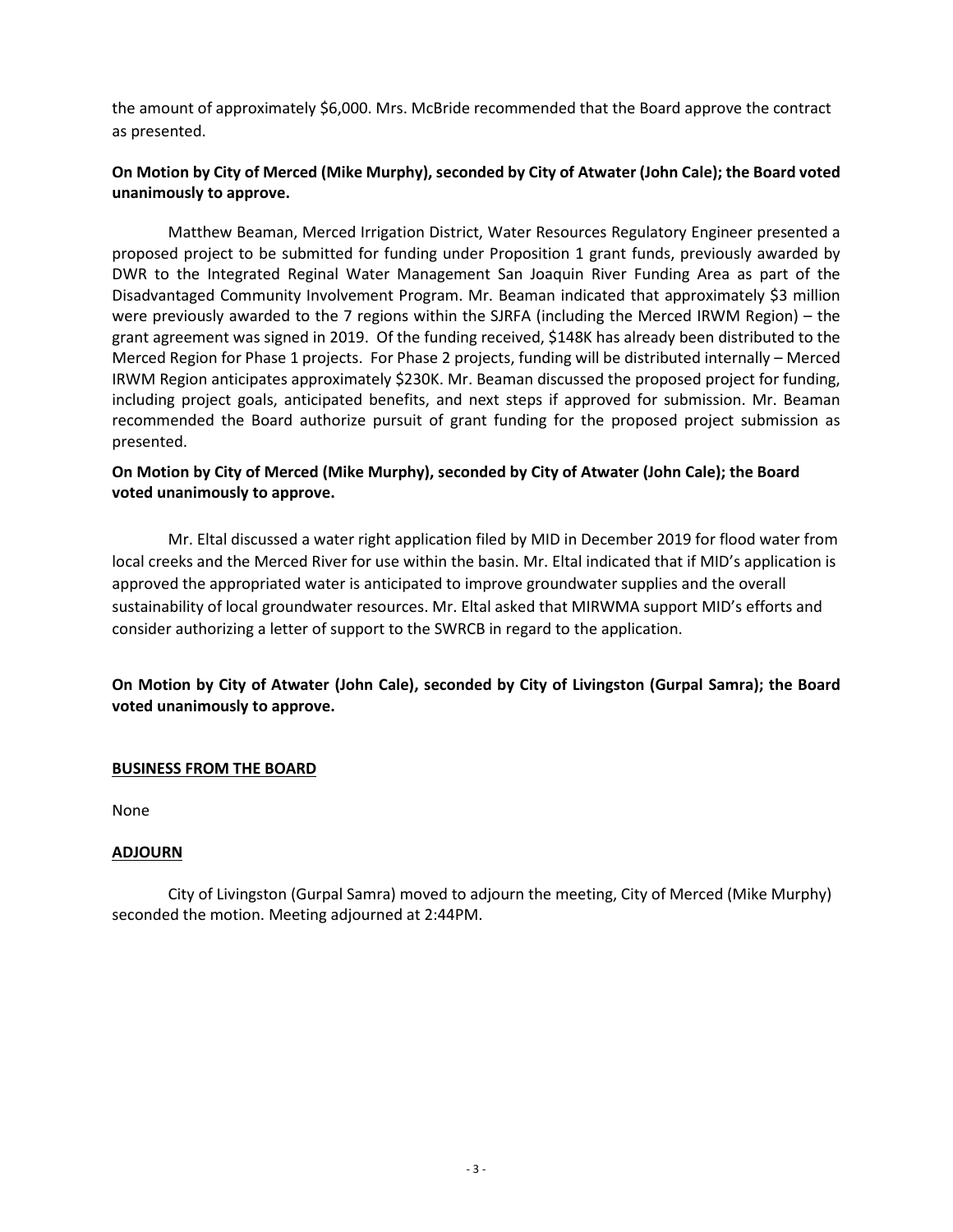the amount of approximately $6,000. Mrs. McBride recommended that the Board approve the contract as presented.

**On Motion by City of Merced (Mike Murphy), seconded by City of Atwater (John Cale); the Board voted unanimously to approve.**

Matthew Beaman, Merced Irrigation District, Water Resources Regulatory Engineer presented a proposed project to be submitted for funding under Proposition 1 grant funds, previously awarded by DWR to the Integrated Reginal Water Management San Joaquin River Funding Area as part of the Disadvantaged Community Involvement Program. Mr. Beaman indicated that approximately $3 million were previously awarded to the 7 regions within the SJRFA (including the Merced IRWM Region) – the grant agreement was signed in 2019. Of the funding received, $148K has already been distributed to the Merced Region for Phase 1 projects. For Phase 2 projects, funding will be distributed internally – Merced IRWM Region anticipates approximately $230K. Mr. Beaman discussed the proposed project for funding, including project goals, anticipated benefits, and next steps if approved for submission. Mr. Beaman recommended the Board authorize pursuit of grant funding for the proposed project submission as presented.

**On Motion by City of Merced (Mike Murphy), seconded by City of Atwater (John Cale); the Board voted unanimously to approve.**

Mr. Eltal discussed a water right application filed by MID in December 2019 for flood water from local creeks and the Merced River for use within the basin. Mr. Eltal indicated that if MID's application is approved the appropriated water is anticipated to improve groundwater supplies and the overall sustainability of local groundwater resources. Mr. Eltal asked that MIRWMA support MID's efforts and consider authorizing a letter of support to the SWRCB in regard to the application.

**On Motion by City of Atwater (John Cale), seconded by City of Livingston (Gurpal Samra); the Board voted unanimously to approve.**

**BUSINESS FROM THE BOARD**

None

**ADJOURN**

City of Livingston (Gurpal Samra) moved to adjourn the meeting, City of Merced (Mike Murphy) seconded the motion. Meeting adjourned at 2:44PM.